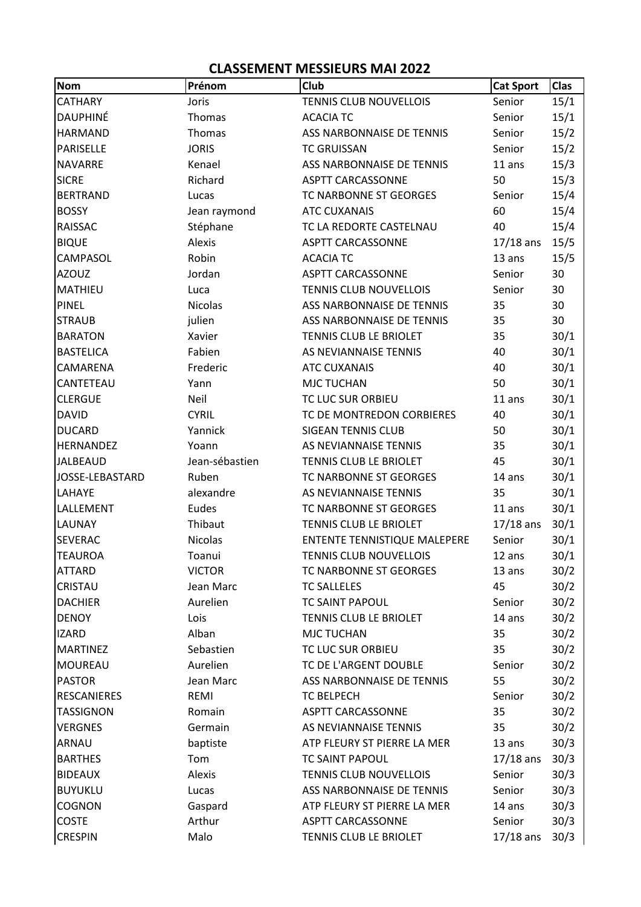# CLASSEMENT MESSIEURS MAI 2022

| Nom | Prénom | Club | Cat Sport | Clas |
|---|---|---|---|---|
| CATHARY | Joris | TENNIS CLUB NOUVELLOIS | Senior | 15/1 |
| DAUPHINÉ | Thomas | ACACIA TC | Senior | 15/1 |
| HARMAND | Thomas | ASS NARBONNAISE DE TENNIS | Senior | 15/2 |
| PARISELLE | JORIS | TC GRUISSAN | Senior | 15/2 |
| NAVARRE | Kenael | ASS NARBONNAISE DE TENNIS | 11 ans | 15/3 |
| SICRE | Richard | ASPTT CARCASSONNE | 50 | 15/3 |
| BERTRAND | Lucas | TC NARBONNE ST GEORGES | Senior | 15/4 |
| BOSSY | Jean raymond | ATC CUXANAIS | 60 | 15/4 |
| RAISSAC | Stéphane | TC LA REDORTE CASTELNAU | 40 | 15/4 |
| BIQUE | Alexis | ASPTT CARCASSONNE | 17/18 ans | 15/5 |
| CAMPASOL | Robin | ACACIA TC | 13 ans | 15/5 |
| AZOUZ | Jordan | ASPTT CARCASSONNE | Senior | 30 |
| MATHIEU | Luca | TENNIS CLUB NOUVELLOIS | Senior | 30 |
| PINEL | Nicolas | ASS NARBONNAISE DE TENNIS | 35 | 30 |
| STRAUB | julien | ASS NARBONNAISE DE TENNIS | 35 | 30 |
| BARATON | Xavier | TENNIS CLUB LE BRIOLET | 35 | 30/1 |
| BASTELICA | Fabien | AS NEVIANNAISE TENNIS | 40 | 30/1 |
| CAMARENA | Frederic | ATC CUXANAIS | 40 | 30/1 |
| CANTETEAU | Yann | MJC TUCHAN | 50 | 30/1 |
| CLERGUE | Neil | TC LUC SUR ORBIEU | 11 ans | 30/1 |
| DAVID | CYRIL | TC DE MONTREDON CORBIERES | 40 | 30/1 |
| DUCARD | Yannick | SIGEAN TENNIS CLUB | 50 | 30/1 |
| HERNANDEZ | Yoann | AS NEVIANNAISE TENNIS | 35 | 30/1 |
| JALBEAUD | Jean-sébastien | TENNIS CLUB LE BRIOLET | 45 | 30/1 |
| JOSSE-LEBASTARD | Ruben | TC NARBONNE ST GEORGES | 14 ans | 30/1 |
| LAHAYE | alexandre | AS NEVIANNAISE TENNIS | 35 | 30/1 |
| LALLEMENT | Eudes | TC NARBONNE ST GEORGES | 11 ans | 30/1 |
| LAUNAY | Thibaut | TENNIS CLUB LE BRIOLET | 17/18 ans | 30/1 |
| SEVERAC | Nicolas | ENTENTE TENNISTIQUE MALEPERE | Senior | 30/1 |
| TEAUROA | Toanui | TENNIS CLUB NOUVELLOIS | 12 ans | 30/1 |
| ATTARD | VICTOR | TC NARBONNE ST GEORGES | 13 ans | 30/2 |
| CRISTAU | Jean Marc | TC SALLELES | 45 | 30/2 |
| DACHIER | Aurelien | TC SAINT PAPOUL | Senior | 30/2 |
| DENOY | Lois | TENNIS CLUB LE BRIOLET | 14 ans | 30/2 |
| IZARD | Alban | MJC TUCHAN | 35 | 30/2 |
| MARTINEZ | Sebastien | TC LUC SUR ORBIEU | 35 | 30/2 |
| MOUREAU | Aurelien | TC DE L'ARGENT DOUBLE | Senior | 30/2 |
| PASTOR | Jean Marc | ASS NARBONNAISE DE TENNIS | 55 | 30/2 |
| RESCANIERES | REMI | TC BELPECH | Senior | 30/2 |
| TASSIGNON | Romain | ASPTT CARCASSONNE | 35 | 30/2 |
| VERGNES | Germain | AS NEVIANNAISE TENNIS | 35 | 30/2 |
| ARNAU | baptiste | ATP FLEURY ST PIERRE LA MER | 13 ans | 30/3 |
| BARTHES | Tom | TC SAINT PAPOUL | 17/18 ans | 30/3 |
| BIDEAUX | Alexis | TENNIS CLUB NOUVELLOIS | Senior | 30/3 |
| BUYUKLU | Lucas | ASS NARBONNAISE DE TENNIS | Senior | 30/3 |
| COGNON | Gaspard | ATP FLEURY ST PIERRE LA MER | 14 ans | 30/3 |
| COSTE | Arthur | ASPTT CARCASSONNE | Senior | 30/3 |
| CRESPIN | Malo | TENNIS CLUB LE BRIOLET | 17/18 ans | 30/3 |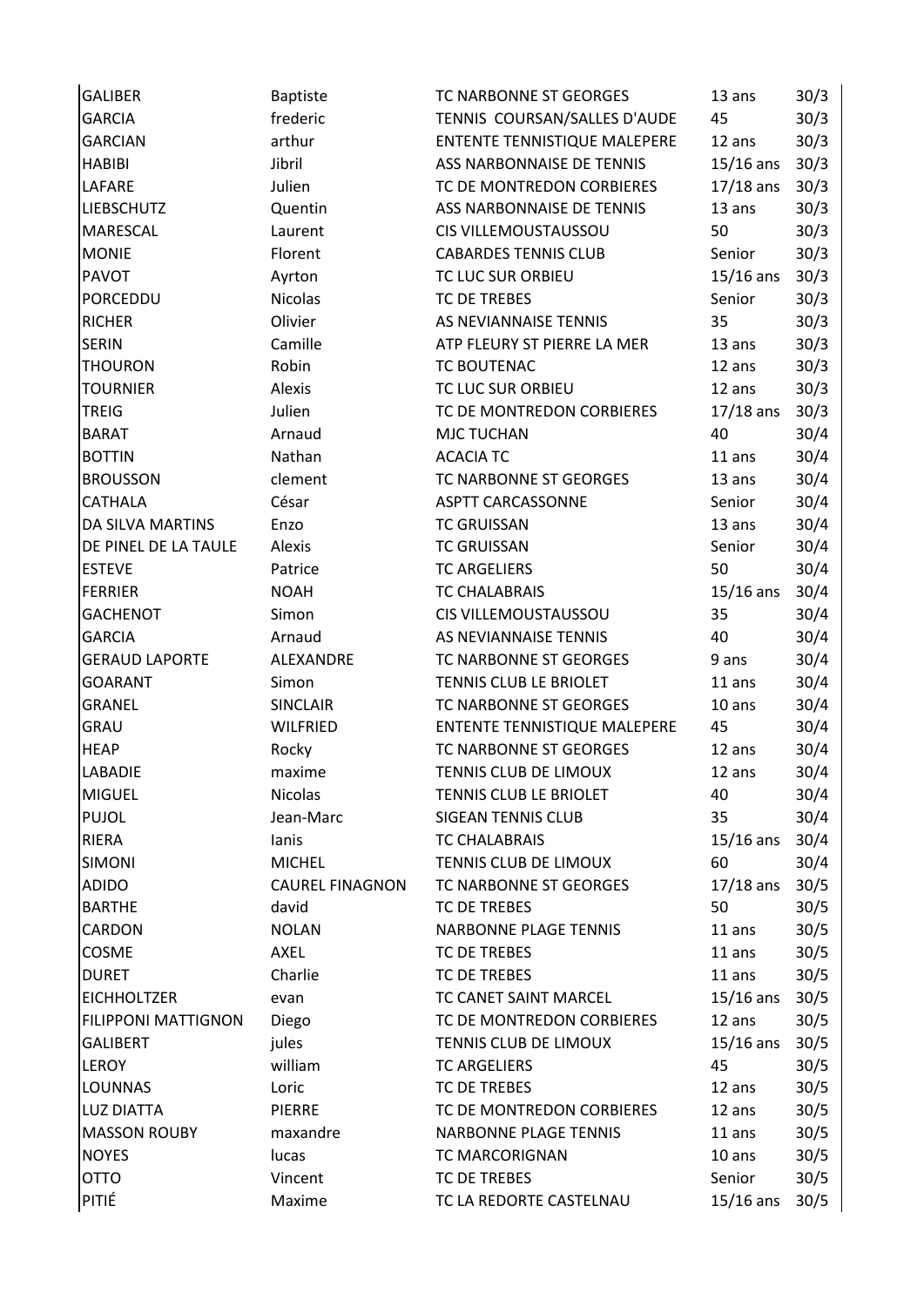| GALIBER | Baptiste | TC NARBONNE ST GEORGES | 13 ans | 30/3 |
|---|---|---|---|---|
| GARCIA | frederic | TENNIS  COURSAN/SALLES D'AUDE | 45 | 30/3 |
| GARCIAN | arthur | ENTENTE TENNISTIQUE MALEPERE | 12 ans | 30/3 |
| HABIBI | Jibril | ASS NARBONNAISE DE TENNIS | 15/16 ans | 30/3 |
| LAFARE | Julien | TC DE MONTREDON CORBIERES | 17/18 ans | 30/3 |
| LIEBSCHUTZ | Quentin | ASS NARBONNAISE DE TENNIS | 13 ans | 30/3 |
| MARESCAL | Laurent | CIS VILLEMOUSTAUSSOU | 50 | 30/3 |
| MONIE | Florent | CABARDES TENNIS CLUB | Senior | 30/3 |
| PAVOT | Ayrton | TC LUC SUR ORBIEU | 15/16 ans | 30/3 |
| PORCEDDU | Nicolas | TC DE TREBES | Senior | 30/3 |
| RICHER | Olivier | AS NEVIANNAISE TENNIS | 35 | 30/3 |
| SERIN | Camille | ATP FLEURY ST PIERRE LA MER | 13 ans | 30/3 |
| THOURON | Robin | TC BOUTENAC | 12 ans | 30/3 |
| TOURNIER | Alexis | TC LUC SUR ORBIEU | 12 ans | 30/3 |
| TREIG | Julien | TC DE MONTREDON CORBIERES | 17/18 ans | 30/3 |
| BARAT | Arnaud | MJC TUCHAN | 40 | 30/4 |
| BOTTIN | Nathan | ACACIA TC | 11 ans | 30/4 |
| BROUSSON | clement | TC NARBONNE ST GEORGES | 13 ans | 30/4 |
| CATHALA | César | ASPTT CARCASSONNE | Senior | 30/4 |
| DA SILVA MARTINS | Enzo | TC GRUISSAN | 13 ans | 30/4 |
| DE PINEL DE LA TAULE | Alexis | TC GRUISSAN | Senior | 30/4 |
| ESTEVE | Patrice | TC ARGELIERS | 50 | 30/4 |
| FERRIER | NOAH | TC CHALABRAIS | 15/16 ans | 30/4 |
| GACHENOT | Simon | CIS VILLEMOUSTAUSSOU | 35 | 30/4 |
| GARCIA | Arnaud | AS NEVIANNAISE TENNIS | 40 | 30/4 |
| GERAUD LAPORTE | ALEXANDRE | TC NARBONNE ST GEORGES | 9 ans | 30/4 |
| GOARANT | Simon | TENNIS CLUB LE BRIOLET | 11 ans | 30/4 |
| GRANEL | SINCLAIR | TC NARBONNE ST GEORGES | 10 ans | 30/4 |
| GRAU | WILFRIED | ENTENTE TENNISTIQUE MALEPERE | 45 | 30/4 |
| HEAP | Rocky | TC NARBONNE ST GEORGES | 12 ans | 30/4 |
| LABADIE | maxime | TENNIS CLUB DE LIMOUX | 12 ans | 30/4 |
| MIGUEL | Nicolas | TENNIS CLUB LE BRIOLET | 40 | 30/4 |
| PUJOL | Jean-Marc | SIGEAN TENNIS CLUB | 35 | 30/4 |
| RIERA | Ianis | TC CHALABRAIS | 15/16 ans | 30/4 |
| SIMONI | MICHEL | TENNIS CLUB DE LIMOUX | 60 | 30/4 |
| ADIDO | CAUREL FINAGNON | TC NARBONNE ST GEORGES | 17/18 ans | 30/5 |
| BARTHE | david | TC DE TREBES | 50 | 30/5 |
| CARDON | NOLAN | NARBONNE PLAGE TENNIS | 11 ans | 30/5 |
| COSME | AXEL | TC DE TREBES | 11 ans | 30/5 |
| DURET | Charlie | TC DE TREBES | 11 ans | 30/5 |
| EICHHOLTZER | evan | TC CANET SAINT MARCEL | 15/16 ans | 30/5 |
| FILIPPONI MATTIGNON | Diego | TC DE MONTREDON CORBIERES | 12 ans | 30/5 |
| GALIBERT | jules | TENNIS CLUB DE LIMOUX | 15/16 ans | 30/5 |
| LEROY | william | TC ARGELIERS | 45 | 30/5 |
| LOUNNAS | Loric | TC DE TREBES | 12 ans | 30/5 |
| LUZ DIATTA | PIERRE | TC DE MONTREDON CORBIERES | 12 ans | 30/5 |
| MASSON ROUBY | maxandre | NARBONNE PLAGE TENNIS | 11 ans | 30/5 |
| NOYES | lucas | TC MARCORIGNAN | 10 ans | 30/5 |
| OTTO | Vincent | TC DE TREBES | Senior | 30/5 |
| PITIÉ | Maxime | TC LA REDORTE CASTELNAU | 15/16 ans | 30/5 |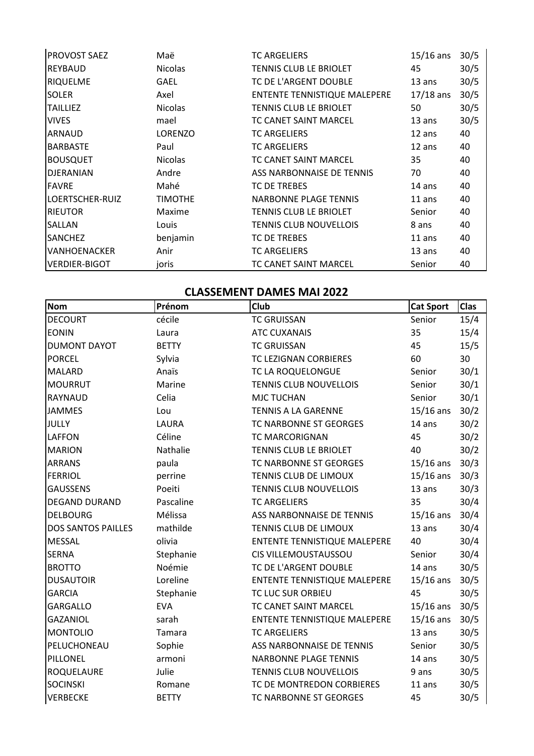| | | | | |
|---|---|---|---|---|
| PROVOST SAEZ | Maë | TC ARGELIERS | 15/16 ans | 30/5 |
| REYBAUD | Nicolas | TENNIS CLUB LE BRIOLET | 45 | 30/5 |
| RIQUELME | GAEL | TC DE L'ARGENT DOUBLE | 13 ans | 30/5 |
| SOLER | Axel | ENTENTE TENNISTIQUE MALEPERE | 17/18 ans | 30/5 |
| TAILLIEZ | Nicolas | TENNIS CLUB LE BRIOLET | 50 | 30/5 |
| VIVES | mael | TC CANET SAINT MARCEL | 13 ans | 30/5 |
| ARNAUD | LORENZO | TC ARGELIERS | 12 ans | 40 |
| BARBASTE | Paul | TC ARGELIERS | 12 ans | 40 |
| BOUSQUET | Nicolas | TC CANET SAINT MARCEL | 35 | 40 |
| DJERANIAN | Andre | ASS NARBONNAISE DE TENNIS | 70 | 40 |
| FAVRE | Mahé | TC DE TREBES | 14 ans | 40 |
| LOERTSCHER-RUIZ | TIMOTHE | NARBONNE PLAGE TENNIS | 11 ans | 40 |
| RIEUTOR | Maxime | TENNIS CLUB LE BRIOLET | Senior | 40 |
| SALLAN | Louis | TENNIS CLUB NOUVELLOIS | 8 ans | 40 |
| SANCHEZ | benjamin | TC DE TREBES | 11 ans | 40 |
| VANHOENACKER | Anir | TC ARGELIERS | 13 ans | 40 |
| VERDIER-BIGOT | joris | TC CANET SAINT MARCEL | Senior | 40 |

## CLASSEMENT DAMES MAI 2022

| Nom | Prénom | Club | Cat Sport | Clas |
|---|---|---|---|---|
| DECOURT | cécile | TC GRUISSAN | Senior | 15/4 |
| EONIN | Laura | ATC CUXANAIS | 35 | 15/4 |
| DUMONT DAYOT | BETTY | TC GRUISSAN | 45 | 15/5 |
| PORCEL | Sylvia | TC LEZIGNAN CORBIERES | 60 | 30 |
| MALARD | Anaïs | TC LA ROQUELONGUE | Senior | 30/1 |
| MOURRUT | Marine | TENNIS CLUB NOUVELLOIS | Senior | 30/1 |
| RAYNAUD | Celia | MJC TUCHAN | Senior | 30/1 |
| JAMMES | Lou | TENNIS A LA GARENNE | 15/16 ans | 30/2 |
| JULLY | LAURA | TC NARBONNE ST GEORGES | 14 ans | 30/2 |
| LAFFON | Céline | TC MARCORIGNAN | 45 | 30/2 |
| MARION | Nathalie | TENNIS CLUB LE BRIOLET | 40 | 30/2 |
| ARRANS | paula | TC NARBONNE ST GEORGES | 15/16 ans | 30/3 |
| FERRIOL | perrine | TENNIS CLUB DE LIMOUX | 15/16 ans | 30/3 |
| GAUSSENS | Poeiti | TENNIS CLUB NOUVELLOIS | 13 ans | 30/3 |
| DEGAND DURAND | Pascaline | TC ARGELIERS | 35 | 30/4 |
| DELBOURG | Mélissa | ASS NARBONNAISE DE TENNIS | 15/16 ans | 30/4 |
| DOS SANTOS PAILLES | mathilde | TENNIS CLUB DE LIMOUX | 13 ans | 30/4 |
| MESSAL | olivia | ENTENTE TENNISTIQUE MALEPERE | 40 | 30/4 |
| SERNA | Stephanie | CIS VILLEMOUSTAUSSOU | Senior | 30/4 |
| BROTTO | Noémie | TC DE L'ARGENT DOUBLE | 14 ans | 30/5 |
| DUSAUTOIR | Loreline | ENTENTE TENNISTIQUE MALEPERE | 15/16 ans | 30/5 |
| GARCIA | Stephanie | TC LUC SUR ORBIEU | 45 | 30/5 |
| GARGALLO | EVA | TC CANET SAINT MARCEL | 15/16 ans | 30/5 |
| GAZANIOL | sarah | ENTENTE TENNISTIQUE MALEPERE | 15/16 ans | 30/5 |
| MONTOLIO | Tamara | TC ARGELIERS | 13 ans | 30/5 |
| PELUCHONEAU | Sophie | ASS NARBONNAISE DE TENNIS | Senior | 30/5 |
| PILLONEL | armoni | NARBONNE PLAGE TENNIS | 14 ans | 30/5 |
| ROQUELAURE | Julie | TENNIS CLUB NOUVELLOIS | 9 ans | 30/5 |
| SOCINSKI | Romane | TC DE MONTREDON CORBIERES | 11 ans | 30/5 |
| VERBECKE | BETTY | TC NARBONNE ST GEORGES | 45 | 30/5 |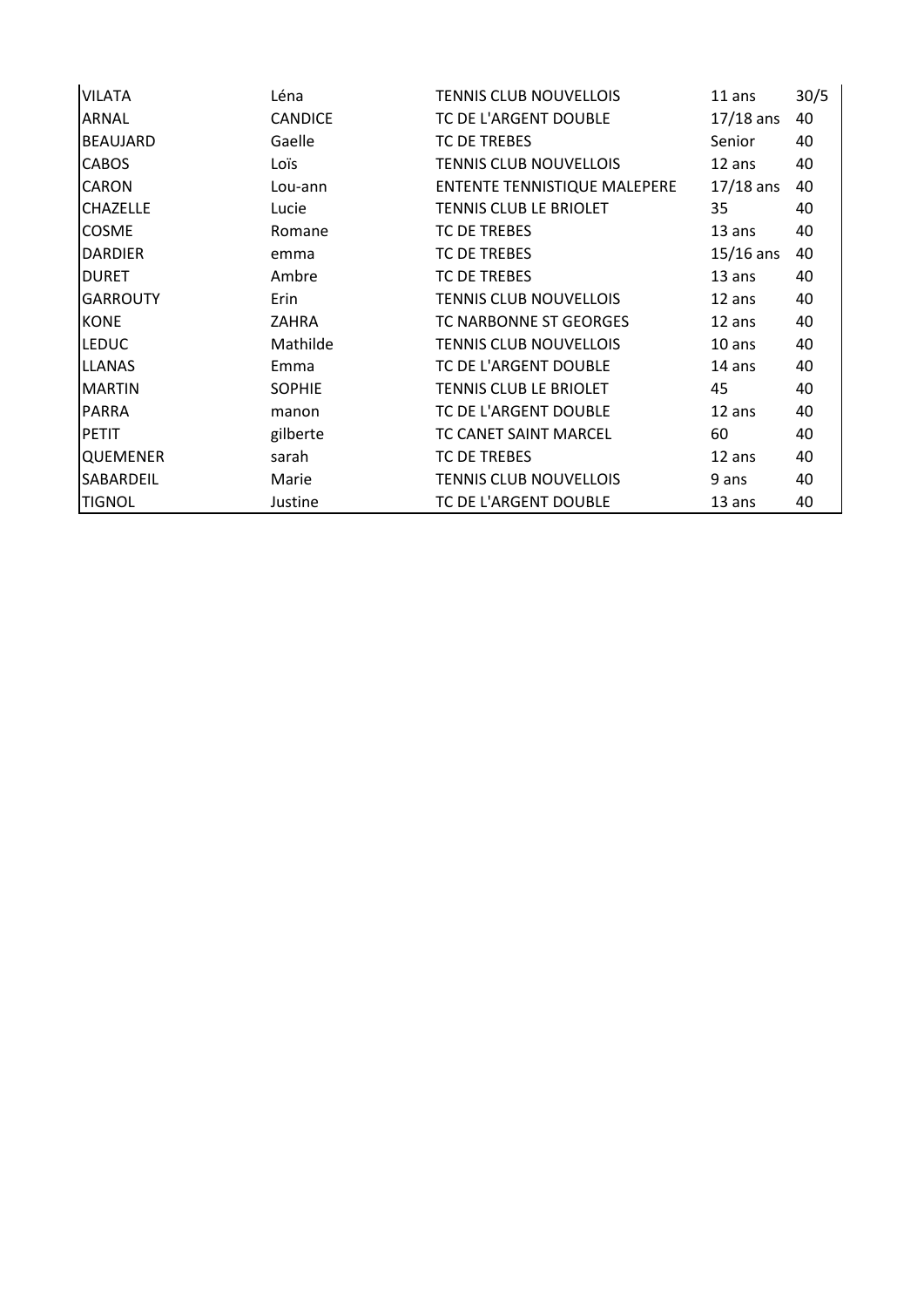| | | | | |
|---|---|---|---|---|
| VILATA | Léna | TENNIS CLUB NOUVELLOIS | 11 ans | 30/5 |
| ARNAL | CANDICE | TC DE L'ARGENT DOUBLE | 17/18 ans | 40 |
| BEAUJARD | Gaelle | TC DE TREBES | Senior | 40 |
| CABOS | Loïs | TENNIS CLUB NOUVELLOIS | 12 ans | 40 |
| CARON | Lou-ann | ENTENTE TENNISTIQUE MALEPERE | 17/18 ans | 40 |
| CHAZELLE | Lucie | TENNIS CLUB LE BRIOLET | 35 | 40 |
| COSME | Romane | TC DE TREBES | 13 ans | 40 |
| DARDIER | emma | TC DE TREBES | 15/16 ans | 40 |
| DURET | Ambre | TC DE TREBES | 13 ans | 40 |
| GARROUTY | Erin | TENNIS CLUB NOUVELLOIS | 12 ans | 40 |
| KONE | ZAHRA | TC NARBONNE ST GEORGES | 12 ans | 40 |
| LEDUC | Mathilde | TENNIS CLUB NOUVELLOIS | 10 ans | 40 |
| LLANAS | Emma | TC DE L'ARGENT DOUBLE | 14 ans | 40 |
| MARTIN | SOPHIE | TENNIS CLUB LE BRIOLET | 45 | 40 |
| PARRA | manon | TC DE L'ARGENT DOUBLE | 12 ans | 40 |
| PETIT | gilberte | TC CANET SAINT MARCEL | 60 | 40 |
| QUEMENER | sarah | TC DE TREBES | 12 ans | 40 |
| SABARDEIL | Marie | TENNIS CLUB NOUVELLOIS | 9 ans | 40 |
| TIGNOL | Justine | TC DE L'ARGENT DOUBLE | 13 ans | 40 |